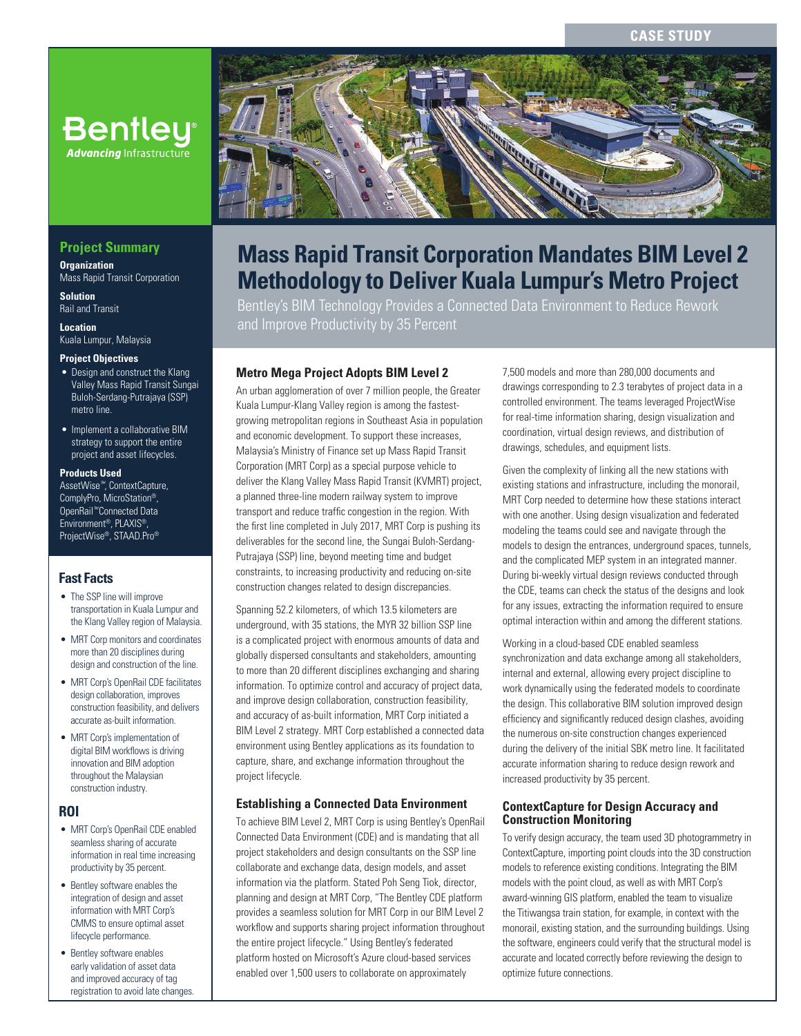CASE STUDY

Bentley®
*Advancing* Infrastructure

# Mass Rapid Transit Corporation Mandates BIM Level 2 Methodology to Deliver Kuala Lumpur's Metro Project

Bentley's BIM Technology Provides a Connected Data Environment to Reduce Rework and Improve Productivity by 35 Percent

## Project Summary

**Organization**
Mass Rapid Transit Corporation

**Solution**
Rail and Transit

**Location**
Kuala Lumpur, Malaysia

**Project Objectives**

- Design and construct the Klang Valley Mass Rapid Transit Sungai Buloh-Serdang-Putrajaya (SSP) metro line.
- Implement a collaborative BIM strategy to support the entire project and asset lifecycles.

**Products Used**
AssetWise™, ContextCapture, ComplyPro, MicroStation®, OpenRail™Connected Data Environment®, PLAXIS®, ProjectWise®, STAAD.Pro®

## Fast Facts

- The SSP line will improve transportation in Kuala Lumpur and the Klang Valley region of Malaysia.
- MRT Corp monitors and coordinates more than 20 disciplines during design and construction of the line.
- MRT Corp's OpenRail CDE facilitates design collaboration, improves construction feasibility, and delivers accurate as-built information.
- MRT Corp's implementation of digital BIM workflows is driving innovation and BIM adoption throughout the Malaysian construction industry.

## ROI

- MRT Corp's OpenRail CDE enabled seamless sharing of accurate information in real time increasing productivity by 35 percent.
- Bentley software enables the integration of design and asset information with MRT Corp's CMMS to ensure optimal asset lifecycle performance.
- Bentley software enables early validation of asset data and improved accuracy of tag registration to avoid late changes.

### Metro Mega Project Adopts BIM Level 2

An urban agglomeration of over 7 million people, the Greater Kuala Lumpur-Klang Valley region is among the fastest-growing metropolitan regions in Southeast Asia in population and economic development. To support these increases, Malaysia's Ministry of Finance set up Mass Rapid Transit Corporation (MRT Corp) as a special purpose vehicle to deliver the Klang Valley Mass Rapid Transit (KVMRT) project, a planned three-line modern railway system to improve transport and reduce traffic congestion in the region. With the first line completed in July 2017, MRT Corp is pushing its deliverables for the second line, the Sungai Buloh-Serdang-Putrajaya (SSP) line, beyond meeting time and budget constraints, to increasing productivity and reducing on-site construction changes related to design discrepancies.

Spanning 52.2 kilometers, of which 13.5 kilometers are underground, with 35 stations, the MYR 32 billion SSP line is a complicated project with enormous amounts of data and globally dispersed consultants and stakeholders, amounting to more than 20 different disciplines exchanging and sharing information. To optimize control and accuracy of project data, and improve design collaboration, construction feasibility, and accuracy of as-built information, MRT Corp initiated a BIM Level 2 strategy. MRT Corp established a connected data environment using Bentley applications as its foundation to capture, share, and exchange information throughout the project lifecycle.

### Establishing a Connected Data Environment

To achieve BIM Level 2, MRT Corp is using Bentley's OpenRail Connected Data Environment (CDE) and is mandating that all project stakeholders and design consultants on the SSP line collaborate and exchange data, design models, and asset information via the platform. Stated Poh Seng Tiok, director, planning and design at MRT Corp, "The Bentley CDE platform provides a seamless solution for MRT Corp in our BIM Level 2 workflow and supports sharing project information throughout the entire project lifecycle." Using Bentley's federated platform hosted on Microsoft's Azure cloud-based services enabled over 1,500 users to collaborate on approximately 7,500 models and more than 280,000 documents and drawings corresponding to 2.3 terabytes of project data in a controlled environment. The teams leveraged ProjectWise for real-time information sharing, design visualization and coordination, virtual design reviews, and distribution of drawings, schedules, and equipment lists.

Given the complexity of linking all the new stations with existing stations and infrastructure, including the monorail, MRT Corp needed to determine how these stations interact with one another. Using design visualization and federated modeling the teams could see and navigate through the models to design the entrances, underground spaces, tunnels, and the complicated MEP system in an integrated manner. During bi-weekly virtual design reviews conducted through the CDE, teams can check the status of the designs and look for any issues, extracting the information required to ensure optimal interaction within and among the different stations.

Working in a cloud-based CDE enabled seamless synchronization and data exchange among all stakeholders, internal and external, allowing every project discipline to work dynamically using the federated models to coordinate the design. This collaborative BIM solution improved design efficiency and significantly reduced design clashes, avoiding the numerous on-site construction changes experienced during the delivery of the initial SBK metro line. It facilitated accurate information sharing to reduce design rework and increased productivity by 35 percent.

### ContextCapture for Design Accuracy and Construction Monitoring

To verify design accuracy, the team used 3D photogrammetry in ContextCapture, importing point clouds into the 3D construction models to reference existing conditions. Integrating the BIM models with the point cloud, as well as with MRT Corp's award-winning GIS platform, enabled the team to visualize the Titiwangsa train station, for example, in context with the monorail, existing station, and the surrounding buildings. Using the software, engineers could verify that the structural model is accurate and located correctly before reviewing the design to optimize future connections.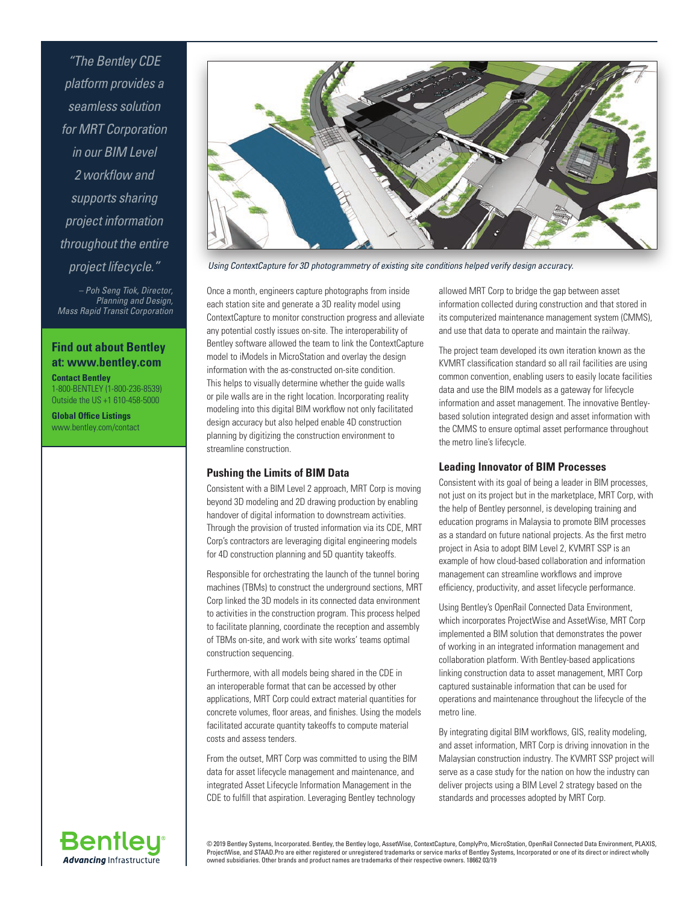*"The Bentley CDE platform provides a seamless solution for MRT Corporation in our BIM Level 2 workflow and supports sharing project information throughout the entire project lifecycle."*

*– Poh Seng Tiok, Director, Planning and Design, Mass Rapid Transit Corporation*

**Find out about Bentley at: www.bentley.com**

**Contact Bentley**
1-800-BENTLEY (1-800-236-8539)
Outside the US +1 610-458-5000

**Global Office Listings**
www.bentley.com/contact

*Using ContextCapture for 3D photogrammetry of existing site conditions helped verify design accuracy.*

Once a month, engineers capture photographs from inside each station site and generate a 3D reality model using ContextCapture to monitor construction progress and alleviate any potential costly issues on-site. The interoperability of Bentley software allowed the team to link the ContextCapture model to iModels in MicroStation and overlay the design information with the as-constructed on-site condition. This helps to visually determine whether the guide walls or pile walls are in the right location. Incorporating reality modeling into this digital BIM workflow not only facilitated design accuracy but also helped enable 4D construction planning by digitizing the construction environment to streamline construction.

### Pushing the Limits of BIM Data

Consistent with a BIM Level 2 approach, MRT Corp is moving beyond 3D modeling and 2D drawing production by enabling handover of digital information to downstream activities. Through the provision of trusted information via its CDE, MRT Corp's contractors are leveraging digital engineering models for 4D construction planning and 5D quantity takeoffs.

Responsible for orchestrating the launch of the tunnel boring machines (TBMs) to construct the underground sections, MRT Corp linked the 3D models in its connected data environment to activities in the construction program. This process helped to facilitate planning, coordinate the reception and assembly of TBMs on-site, and work with site works' teams optimal construction sequencing.

Furthermore, with all models being shared in the CDE in an interoperable format that can be accessed by other applications, MRT Corp could extract material quantities for concrete volumes, floor areas, and finishes. Using the models facilitated accurate quantity takeoffs to compute material costs and assess tenders.

From the outset, MRT Corp was committed to using the BIM data for asset lifecycle management and maintenance, and integrated Asset Lifecycle Information Management in the CDE to fulfill that aspiration. Leveraging Bentley technology allowed MRT Corp to bridge the gap between asset information collected during construction and that stored in its computerized maintenance management system (CMMS), and use that data to operate and maintain the railway.

The project team developed its own iteration known as the KVMRT classification standard so all rail facilities are using common convention, enabling users to easily locate facilities data and use the BIM models as a gateway for lifecycle information and asset management. The innovative Bentley-based solution integrated design and asset information with the CMMS to ensure optimal asset performance throughout the metro line's lifecycle.

### Leading Innovator of BIM Processes

Consistent with its goal of being a leader in BIM processes, not just on its project but in the marketplace, MRT Corp, with the help of Bentley personnel, is developing training and education programs in Malaysia to promote BIM processes as a standard on future national projects. As the first metro project in Asia to adopt BIM Level 2, KVMRT SSP is an example of how cloud-based collaboration and information management can streamline workflows and improve efficiency, productivity, and asset lifecycle performance.

Using Bentley's OpenRail Connected Data Environment, which incorporates ProjectWise and AssetWise, MRT Corp implemented a BIM solution that demonstrates the power of working in an integrated information management and collaboration platform. With Bentley-based applications linking construction data to asset management, MRT Corp captured sustainable information that can be used for operations and maintenance throughout the lifecycle of the metro line.

By integrating digital BIM workflows, GIS, reality modeling, and asset information, MRT Corp is driving innovation in the Malaysian construction industry. The KVMRT SSP project will serve as a case study for the nation on how the industry can deliver projects using a BIM Level 2 strategy based on the standards and processes adopted by MRT Corp.

© 2019 Bentley Systems, Incorporated. Bentley, the Bentley logo, AssetWise, ContextCapture, ComplyPro, MicroStation, OpenRail Connected Data Environment, PLAXIS, ProjectWise, and STAAD.Pro are either registered or unregistered trademarks or service marks of Bentley Systems, Incorporated or one of its direct or indirect wholly owned subsidiaries. Other brands and product names are trademarks of their respective owners. 18662 03/19

Bentley® *Advancing* Infrastructure